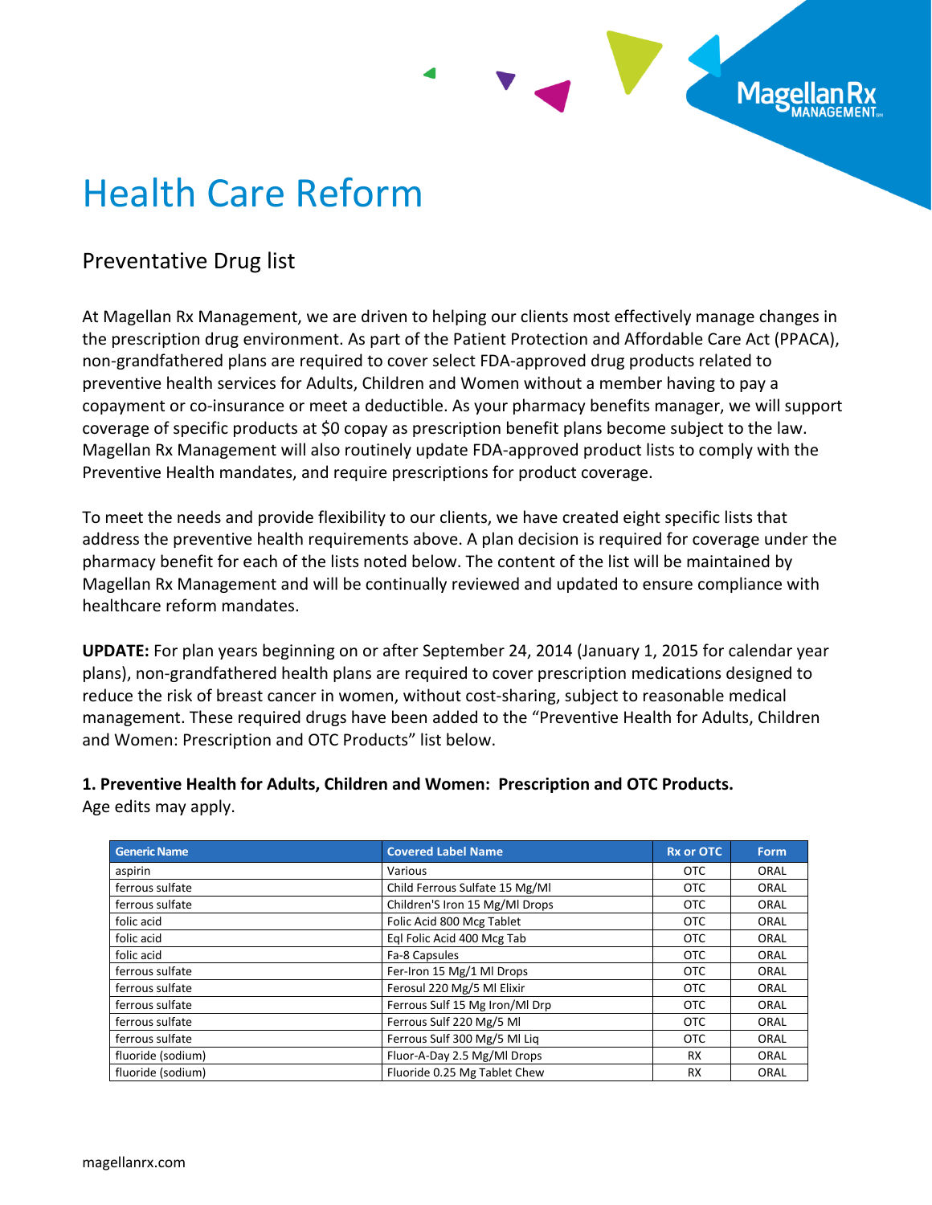# Health Care Reform

## Preventative Drug list

At Magellan Rx Management, we are driven to helping our clients most effectively manage changes in the prescription drug environment. As part of the Patient Protection and Affordable Care Act (PPACA), non-grandfathered plans are required to cover select FDA-approved drug products related to preventive health services for Adults, Children and Women without a member having to pay a copayment or co-insurance or meet a deductible. As your pharmacy benefits manager, we will support coverage of specific products at $0 copay as prescription benefit plans become subject to the law. Magellan Rx Management will also routinely update FDA-approved product lists to comply with the Preventive Health mandates, and require prescriptions for product coverage.

To meet the needs and provide flexibility to our clients, we have created eight specific lists that address the preventive health requirements above. A plan decision is required for coverage under the pharmacy benefit for each of the lists noted below. The content of the list will be maintained by Magellan Rx Management and will be continually reviewed and updated to ensure compliance with healthcare reform mandates.

**UPDATE:** For plan years beginning on or after September 24, 2014 (January 1, 2015 for calendar year plans), non-grandfathered health plans are required to cover prescription medications designed to reduce the risk of breast cancer in women, without cost-sharing, subject to reasonable medical management. These required drugs have been added to the "Preventive Health for Adults, Children and Women: Prescription and OTC Products" list below.

**1. Preventive Health for Adults, Children and Women: Prescription and OTC Products.**
Age edits may apply.

| Generic Name | Covered Label Name | Rx or OTC | Form |
|---|---|---|---|
| aspirin | Various | OTC | ORAL |
| ferrous sulfate | Child Ferrous Sulfate 15 Mg/Ml | OTC | ORAL |
| ferrous sulfate | Children'S Iron 15 Mg/Ml Drops | OTC | ORAL |
| folic acid | Folic Acid 800 Mcg Tablet | OTC | ORAL |
| folic acid | Eql Folic Acid 400 Mcg Tab | OTC | ORAL |
| folic acid | Fa-8 Capsules | OTC | ORAL |
| ferrous sulfate | Fer-Iron 15 Mg/1 Ml Drops | OTC | ORAL |
| ferrous sulfate | Ferosul 220 Mg/5 Ml Elixir | OTC | ORAL |
| ferrous sulfate | Ferrous Sulf 15 Mg Iron/Ml Drp | OTC | ORAL |
| ferrous sulfate | Ferrous Sulf 220 Mg/5 Ml | OTC | ORAL |
| ferrous sulfate | Ferrous Sulf 300 Mg/5 Ml Liq | OTC | ORAL |
| fluoride (sodium) | Fluor-A-Day 2.5 Mg/Ml Drops | RX | ORAL |
| fluoride (sodium) | Fluoride 0.25 Mg Tablet Chew | RX | ORAL |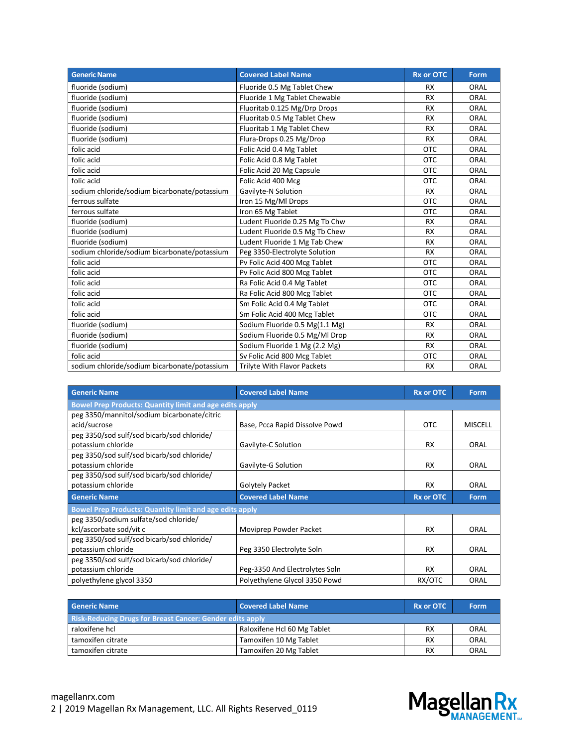| Generic Name | Covered Label Name | Rx or OTC | Form |
|---|---|---|---|
| fluoride (sodium) | Fluoride 0.5 Mg Tablet Chew | RX | ORAL |
| fluoride (sodium) | Fluoride 1 Mg Tablet Chewable | RX | ORAL |
| fluoride (sodium) | Fluoritab 0.125 Mg/Drp Drops | RX | ORAL |
| fluoride (sodium) | Fluoritab 0.5 Mg Tablet Chew | RX | ORAL |
| fluoride (sodium) | Fluoritab 1 Mg Tablet Chew | RX | ORAL |
| fluoride (sodium) | Flura-Drops 0.25 Mg/Drop | RX | ORAL |
| folic acid | Folic Acid 0.4 Mg Tablet | OTC | ORAL |
| folic acid | Folic Acid 0.8 Mg Tablet | OTC | ORAL |
| folic acid | Folic Acid 20 Mg Capsule | OTC | ORAL |
| folic acid | Folic Acid 400 Mcg | OTC | ORAL |
| sodium chloride/sodium bicarbonate/potassium | Gavilyte-N Solution | RX | ORAL |
| ferrous sulfate | Iron 15 Mg/Ml Drops | OTC | ORAL |
| ferrous sulfate | Iron 65 Mg Tablet | OTC | ORAL |
| fluoride (sodium) | Ludent Fluoride 0.25 Mg Tb Chw | RX | ORAL |
| fluoride (sodium) | Ludent Fluoride 0.5 Mg Tb Chew | RX | ORAL |
| fluoride (sodium) | Ludent Fluoride 1 Mg Tab Chew | RX | ORAL |
| sodium chloride/sodium bicarbonate/potassium | Peg 3350-Electrolyte Solution | RX | ORAL |
| folic acid | Pv Folic Acid 400 Mcg Tablet | OTC | ORAL |
| folic acid | Pv Folic Acid 800 Mcg Tablet | OTC | ORAL |
| folic acid | Ra Folic Acid 0.4 Mg Tablet | OTC | ORAL |
| folic acid | Ra Folic Acid 800 Mcg Tablet | OTC | ORAL |
| folic acid | Sm Folic Acid 0.4 Mg Tablet | OTC | ORAL |
| folic acid | Sm Folic Acid 400 Mcg Tablet | OTC | ORAL |
| fluoride (sodium) | Sodium Fluoride 0.5 Mg(1.1 Mg) | RX | ORAL |
| fluoride (sodium) | Sodium Fluoride 0.5 Mg/Ml Drop | RX | ORAL |
| fluoride (sodium) | Sodium Fluoride 1 Mg (2.2 Mg) | RX | ORAL |
| folic acid | Sv Folic Acid 800 Mcg Tablet | OTC | ORAL |
| sodium chloride/sodium bicarbonate/potassium | Trilyte With Flavor Packets | RX | ORAL |

| Generic Name | Covered Label Name | Rx or OTC | Form |
|---|---|---|---|
| **Bowel Prep Products: Quantity limit and age edits apply** | | | |
| peg 3350/mannitol/sodium bicarbonate/citric acid/sucrose | Base, Pcca Rapid Dissolve Powd | OTC | MISCELL |
| peg 3350/sod sulf/sod bicarb/sod chloride/ potassium chloride | Gavilyte-C Solution | RX | ORAL |
| peg 3350/sod sulf/sod bicarb/sod chloride/ potassium chloride | Gavilyte-G Solution | RX | ORAL |
| peg 3350/sod sulf/sod bicarb/sod chloride/ potassium chloride | Golytely Packet | RX | ORAL |
| peg 3350/sodium sulfate/sod chloride/ kcl/ascorbate sod/vit c | Moviprep Powder Packet | RX | ORAL |
| peg 3350/sod sulf/sod bicarb/sod chloride/ potassium chloride | Peg 3350 Electrolyte Soln | RX | ORAL |
| peg 3350/sod sulf/sod bicarb/sod chloride/ potassium chloride | Peg-3350 And Electrolytes Soln | RX | ORAL |
| polyethylene glycol 3350 | Polyethylene Glycol 3350 Powd | RX/OTC | ORAL |

| Generic Name | Covered Label Name | Rx or OTC | Form |
|---|---|---|---|
| **Risk-Reducing Drugs for Breast Cancer: Gender edits apply** | | | |
| raloxifene hcl | Raloxifene Hcl 60 Mg Tablet | RX | ORAL |
| tamoxifen citrate | Tamoxifen 10 Mg Tablet | RX | ORAL |
| tamoxifen citrate | Tamoxifen 20 Mg Tablet | RX | ORAL |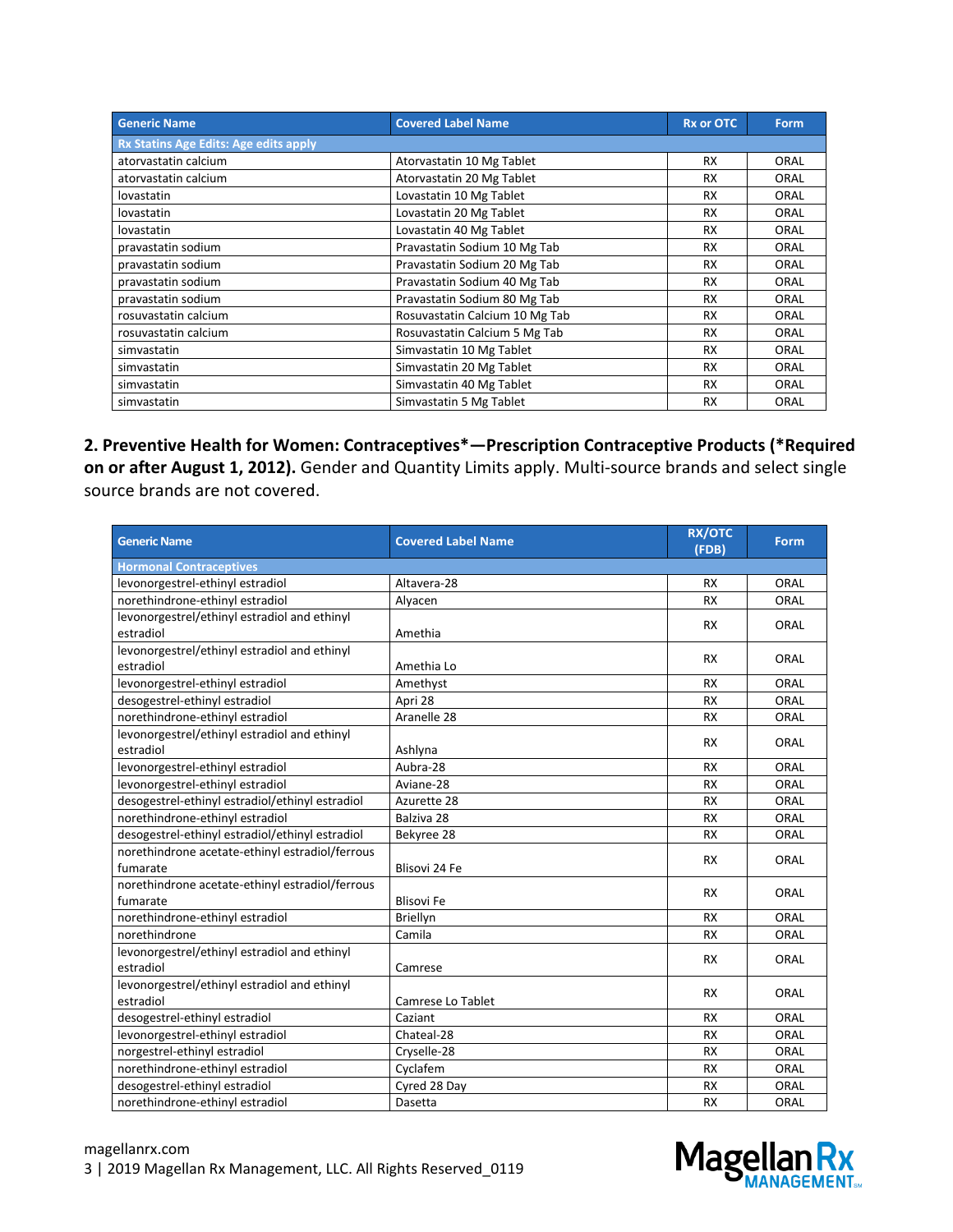| Generic Name | Covered Label Name | Rx or OTC | Form |
|---|---|---|---|
| **Rx Statins Age Edits: Age edits apply** | | | |
| atorvastatin calcium | Atorvastatin 10 Mg Tablet | RX | ORAL |
| atorvastatin calcium | Atorvastatin 20 Mg Tablet | RX | ORAL |
| lovastatin | Lovastatin 10 Mg Tablet | RX | ORAL |
| lovastatin | Lovastatin 20 Mg Tablet | RX | ORAL |
| lovastatin | Lovastatin 40 Mg Tablet | RX | ORAL |
| pravastatin sodium | Pravastatin Sodium 10 Mg Tab | RX | ORAL |
| pravastatin sodium | Pravastatin Sodium 20 Mg Tab | RX | ORAL |
| pravastatin sodium | Pravastatin Sodium 40 Mg Tab | RX | ORAL |
| pravastatin sodium | Pravastatin Sodium 80 Mg Tab | RX | ORAL |
| rosuvastatin calcium | Rosuvastatin Calcium 10 Mg Tab | RX | ORAL |
| rosuvastatin calcium | Rosuvastatin Calcium 5 Mg Tab | RX | ORAL |
| simvastatin | Simvastatin 10 Mg Tablet | RX | ORAL |
| simvastatin | Simvastatin 20 Mg Tablet | RX | ORAL |
| simvastatin | Simvastatin 40 Mg Tablet | RX | ORAL |
| simvastatin | Simvastatin 5 Mg Tablet | RX | ORAL |

**2. Preventive Health for Women: Contraceptives*—Prescription Contraceptive Products (*Required on or after August 1, 2012).** Gender and Quantity Limits apply. Multi-source brands and select single source brands are not covered.

| Generic Name | Covered Label Name | RX/OTC (FDB) | Form |
|---|---|---|---|
| **Hormonal Contraceptives** | | | |
| levonorgestrel-ethinyl estradiol | Altavera-28 | RX | ORAL |
| norethindrone-ethinyl estradiol | Alyacen | RX | ORAL |
| levonorgestrel/ethinyl estradiol and ethinyl estradiol | Amethia | RX | ORAL |
| levonorgestrel/ethinyl estradiol and ethinyl estradiol | Amethia Lo | RX | ORAL |
| levonorgestrel-ethinyl estradiol | Amethyst | RX | ORAL |
| desogestrel-ethinyl estradiol | Apri 28 | RX | ORAL |
| norethindrone-ethinyl estradiol | Aranelle 28 | RX | ORAL |
| levonorgestrel/ethinyl estradiol and ethinyl estradiol | Ashlyna | RX | ORAL |
| levonorgestrel-ethinyl estradiol | Aubra-28 | RX | ORAL |
| levonorgestrel-ethinyl estradiol | Aviane-28 | RX | ORAL |
| desogestrel-ethinyl estradiol/ethinyl estradiol | Azurette 28 | RX | ORAL |
| norethindrone-ethinyl estradiol | Balziva 28 | RX | ORAL |
| desogestrel-ethinyl estradiol/ethinyl estradiol | Bekyree 28 | RX | ORAL |
| norethindrone acetate-ethinyl estradiol/ferrous fumarate | Blisovi 24 Fe | RX | ORAL |
| norethindrone acetate-ethinyl estradiol/ferrous fumarate | Blisovi Fe | RX | ORAL |
| norethindrone-ethinyl estradiol | Briellyn | RX | ORAL |
| norethindrone | Camila | RX | ORAL |
| levonorgestrel/ethinyl estradiol and ethinyl estradiol | Camrese | RX | ORAL |
| levonorgestrel/ethinyl estradiol and ethinyl estradiol | Camrese Lo Tablet | RX | ORAL |
| desogestrel-ethinyl estradiol | Caziant | RX | ORAL |
| levonorgestrel-ethinyl estradiol | Chateal-28 | RX | ORAL |
| norgestrel-ethinyl estradiol | Cryselle-28 | RX | ORAL |
| norethindrone-ethinyl estradiol | Cyclafem | RX | ORAL |
| desogestrel-ethinyl estradiol | Cyred 28 Day | RX | ORAL |
| norethindrone-ethinyl estradiol | Dasetta | RX | ORAL |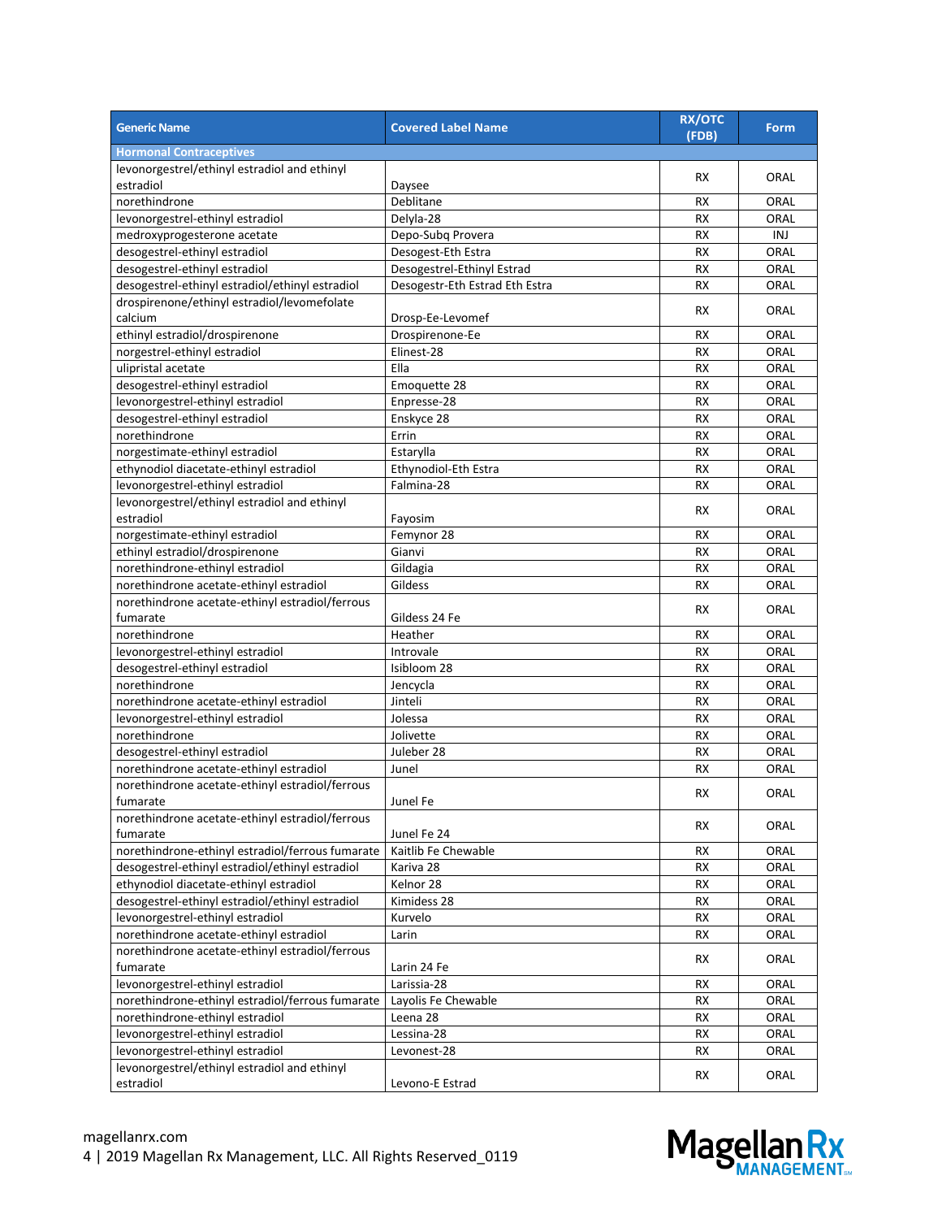| Generic Name | Covered Label Name | RX/OTC (FDB) | Form |
|---|---|---|---|
| **Hormonal Contraceptives** | | | |
| levonorgestrel/ethinyl estradiol and ethinyl estradiol | Daysee | RX | ORAL |
| norethindrone | Deblitane | RX | ORAL |
| levonorgestrel-ethinyl estradiol | Delyla-28 | RX | ORAL |
| medroxyprogesterone acetate | Depo-Subq Provera | RX | INJ |
| desogestrel-ethinyl estradiol | Desogest-Eth Estra | RX | ORAL |
| desogestrel-ethinyl estradiol | Desogestrel-Ethinyl Estrad | RX | ORAL |
| desogestrel-ethinyl estradiol/ethinyl estradiol | Desogestr-Eth Estrad Eth Estra | RX | ORAL |
| drospirenone/ethinyl estradiol/levomefolate calcium | Drosp-Ee-Levomef | RX | ORAL |
| ethinyl estradiol/drospirenone | Drospirenone-Ee | RX | ORAL |
| norgestrel-ethinyl estradiol | Elinest-28 | RX | ORAL |
| ulipristal acetate | Ella | RX | ORAL |
| desogestrel-ethinyl estradiol | Emoquette 28 | RX | ORAL |
| levonorgestrel-ethinyl estradiol | Enpresse-28 | RX | ORAL |
| desogestrel-ethinyl estradiol | Enskyce 28 | RX | ORAL |
| norethindrone | Errin | RX | ORAL |
| norgestimate-ethinyl estradiol | Estarylla | RX | ORAL |
| ethynodiol diacetate-ethinyl estradiol | Ethynodiol-Eth Estra | RX | ORAL |
| levonorgestrel-ethinyl estradiol | Falmina-28 | RX | ORAL |
| levonorgestrel/ethinyl estradiol and ethinyl estradiol | Fayosim | RX | ORAL |
| norgestimate-ethinyl estradiol | Femynor 28 | RX | ORAL |
| ethinyl estradiol/drospirenone | Gianvi | RX | ORAL |
| norethindrone-ethinyl estradiol | Gildagia | RX | ORAL |
| norethindrone acetate-ethinyl estradiol | Gildess | RX | ORAL |
| norethindrone acetate-ethinyl estradiol/ferrous fumarate | Gildess 24 Fe | RX | ORAL |
| norethindrone | Heather | RX | ORAL |
| levonorgestrel-ethinyl estradiol | Introvale | RX | ORAL |
| desogestrel-ethinyl estradiol | Isibloom 28 | RX | ORAL |
| norethindrone | Jencycla | RX | ORAL |
| norethindrone acetate-ethinyl estradiol | Jinteli | RX | ORAL |
| levonorgestrel-ethinyl estradiol | Jolessa | RX | ORAL |
| norethindrone | Jolivette | RX | ORAL |
| desogestrel-ethinyl estradiol | Juleber 28 | RX | ORAL |
| norethindrone acetate-ethinyl estradiol | Junel | RX | ORAL |
| norethindrone acetate-ethinyl estradiol/ferrous fumarate | Junel Fe | RX | ORAL |
| norethindrone acetate-ethinyl estradiol/ferrous fumarate | Junel Fe 24 | RX | ORAL |
| norethindrone-ethinyl estradiol/ferrous fumarate | Kaitlib Fe Chewable | RX | ORAL |
| desogestrel-ethinyl estradiol/ethinyl estradiol | Kariva 28 | RX | ORAL |
| ethynodiol diacetate-ethinyl estradiol | Kelnor 28 | RX | ORAL |
| desogestrel-ethinyl estradiol/ethinyl estradiol | Kimidess 28 | RX | ORAL |
| levonorgestrel-ethinyl estradiol | Kurvelo | RX | ORAL |
| norethindrone acetate-ethinyl estradiol | Larin | RX | ORAL |
| norethindrone acetate-ethinyl estradiol/ferrous fumarate | Larin 24 Fe | RX | ORAL |
| levonorgestrel-ethinyl estradiol | Larissia-28 | RX | ORAL |
| norethindrone-ethinyl estradiol/ferrous fumarate | Layolis Fe Chewable | RX | ORAL |
| norethindrone-ethinyl estradiol | Leena 28 | RX | ORAL |
| levonorgestrel-ethinyl estradiol | Lessina-28 | RX | ORAL |
| levonorgestrel-ethinyl estradiol | Levonest-28 | RX | ORAL |
| levonorgestrel/ethinyl estradiol and ethinyl estradiol | Levono-E Estrad | RX | ORAL |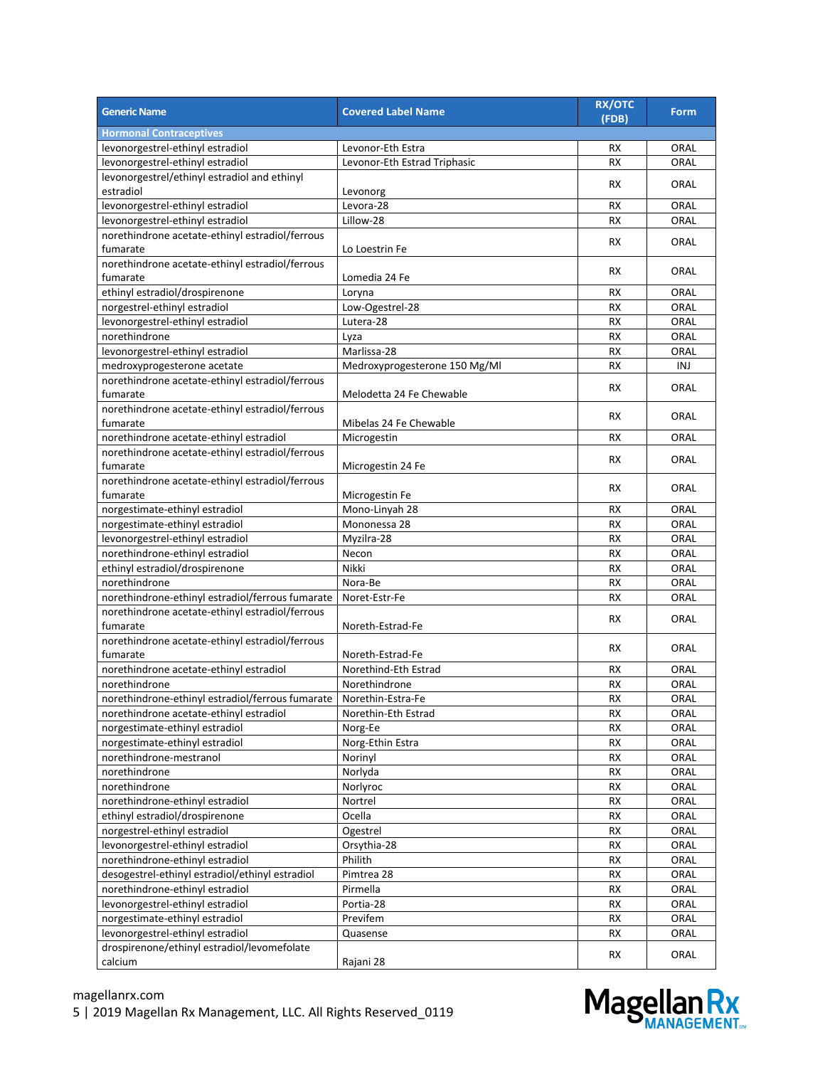| Generic Name | Covered Label Name | RX/OTC (FDB) | Form |
|---|---|---|---|
| **Hormonal Contraceptives** | | | |
| levonorgestrel-ethinyl estradiol | Levonor-Eth Estra | RX | ORAL |
| levonorgestrel-ethinyl estradiol | Levonor-Eth Estrad Triphasic | RX | ORAL |
| levonorgestrel/ethinyl estradiol and ethinyl estradiol | Levonorg | RX | ORAL |
| levonorgestrel-ethinyl estradiol | Levora-28 | RX | ORAL |
| levonorgestrel-ethinyl estradiol | Lillow-28 | RX | ORAL |
| norethindrone acetate-ethinyl estradiol/ferrous fumarate | Lo Loestrin Fe | RX | ORAL |
| norethindrone acetate-ethinyl estradiol/ferrous fumarate | Lomedia 24 Fe | RX | ORAL |
| ethinyl estradiol/drospirenone | Loryna | RX | ORAL |
| norgestrel-ethinyl estradiol | Low-Ogestrel-28 | RX | ORAL |
| levonorgestrel-ethinyl estradiol | Lutera-28 | RX | ORAL |
| norethindrone | Lyza | RX | ORAL |
| levonorgestrel-ethinyl estradiol | Marlissa-28 | RX | ORAL |
| medroxyprogesterone acetate | Medroxyprogesterone 150 Mg/Ml | RX | INJ |
| norethindrone acetate-ethinyl estradiol/ferrous fumarate | Melodetta 24 Fe Chewable | RX | ORAL |
| norethindrone acetate-ethinyl estradiol/ferrous fumarate | Mibelas 24 Fe Chewable | RX | ORAL |
| norethindrone acetate-ethinyl estradiol | Microgestin | RX | ORAL |
| norethindrone acetate-ethinyl estradiol/ferrous fumarate | Microgestin 24 Fe | RX | ORAL |
| norethindrone acetate-ethinyl estradiol/ferrous fumarate | Microgestin Fe | RX | ORAL |
| norgestimate-ethinyl estradiol | Mono-Linyah 28 | RX | ORAL |
| norgestimate-ethinyl estradiol | Mononessa 28 | RX | ORAL |
| levonorgestrel-ethinyl estradiol | Myzilra-28 | RX | ORAL |
| norethindrone-ethinyl estradiol | Necon | RX | ORAL |
| ethinyl estradiol/drospirenone | Nikki | RX | ORAL |
| norethindrone | Nora-Be | RX | ORAL |
| norethindrone-ethinyl estradiol/ferrous fumarate | Noret-Estr-Fe | RX | ORAL |
| norethindrone acetate-ethinyl estradiol/ferrous fumarate | Noreth-Estrad-Fe | RX | ORAL |
| norethindrone acetate-ethinyl estradiol/ferrous fumarate | Noreth-Estrad-Fe | RX | ORAL |
| norethindrone acetate-ethinyl estradiol | Norethind-Eth Estrad | RX | ORAL |
| norethindrone | Norethindrone | RX | ORAL |
| norethindrone-ethinyl estradiol/ferrous fumarate | Norethin-Estra-Fe | RX | ORAL |
| norethindrone acetate-ethinyl estradiol | Norethin-Eth Estrad | RX | ORAL |
| norgestimate-ethinyl estradiol | Norg-Ee | RX | ORAL |
| norgestimate-ethinyl estradiol | Norg-Ethin Estra | RX | ORAL |
| norethindrone-mestranol | Norinyl | RX | ORAL |
| norethindrone | Norlyda | RX | ORAL |
| norethindrone | Norlyroc | RX | ORAL |
| norethindrone-ethinyl estradiol | Nortrel | RX | ORAL |
| ethinyl estradiol/drospirenone | Ocella | RX | ORAL |
| norgestrel-ethinyl estradiol | Ogestrel | RX | ORAL |
| levonorgestrel-ethinyl estradiol | Orsythia-28 | RX | ORAL |
| norethindrone-ethinyl estradiol | Philith | RX | ORAL |
| desogestrel-ethinyl estradiol/ethinyl estradiol | Pimtrea 28 | RX | ORAL |
| norethindrone-ethinyl estradiol | Pirmella | RX | ORAL |
| levonorgestrel-ethinyl estradiol | Portia-28 | RX | ORAL |
| norgestimate-ethinyl estradiol | Previfem | RX | ORAL |
| levonorgestrel-ethinyl estradiol | Quasense | RX | ORAL |
| drospirenone/ethinyl estradiol/levomefolate calcium | Rajani 28 | RX | ORAL |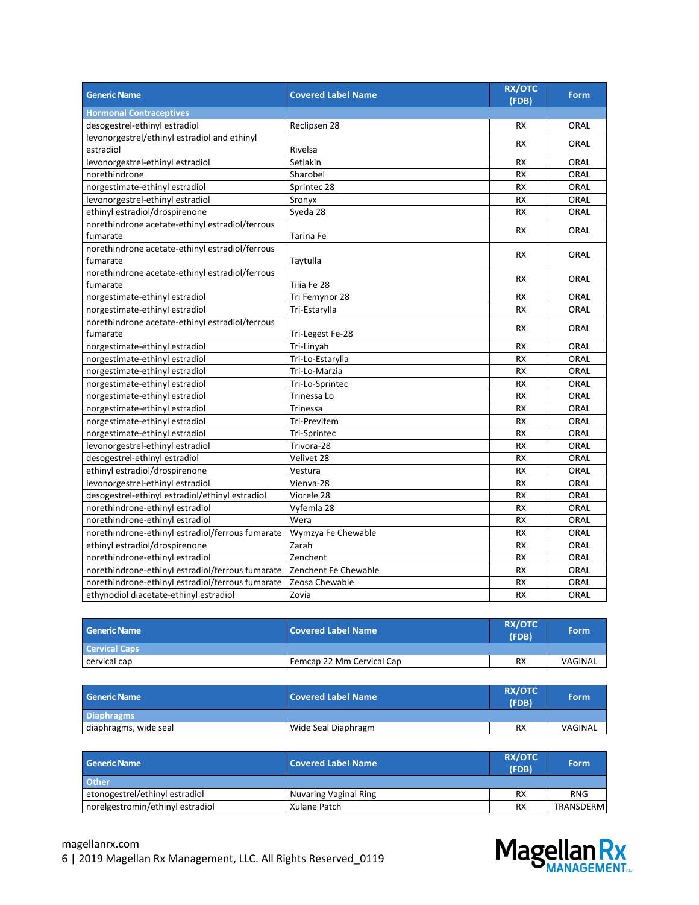| Generic Name | Covered Label Name | RX/OTC (FDB) | Form |
|---|---|---|---|
| **Hormonal Contraceptives** | | | |
| desogestrel-ethinyl estradiol | Reclipsen 28 | RX | ORAL |
| levonorgestrel/ethinyl estradiol and ethinyl estradiol | Rivelsa | RX | ORAL |
| levonorgestrel-ethinyl estradiol | Setlakin | RX | ORAL |
| norethindrone | Sharobel | RX | ORAL |
| norgestimate-ethinyl estradiol | Sprintec 28 | RX | ORAL |
| levonorgestrel-ethinyl estradiol | Sronyx | RX | ORAL |
| ethinyl estradiol/drospirenone | Syeda 28 | RX | ORAL |
| norethindrone acetate-ethinyl estradiol/ferrous fumarate | Tarina Fe | RX | ORAL |
| norethindrone acetate-ethinyl estradiol/ferrous fumarate | Taytulla | RX | ORAL |
| norethindrone acetate-ethinyl estradiol/ferrous fumarate | Tilia Fe 28 | RX | ORAL |
| norgestimate-ethinyl estradiol | Tri Femynor 28 | RX | ORAL |
| norgestimate-ethinyl estradiol | Tri-Estarylla | RX | ORAL |
| norethindrone acetate-ethinyl estradiol/ferrous fumarate | Tri-Legest Fe-28 | RX | ORAL |
| norgestimate-ethinyl estradiol | Tri-Linyah | RX | ORAL |
| norgestimate-ethinyl estradiol | Tri-Lo-Estarylla | RX | ORAL |
| norgestimate-ethinyl estradiol | Tri-Lo-Marzia | RX | ORAL |
| norgestimate-ethinyl estradiol | Tri-Lo-Sprintec | RX | ORAL |
| norgestimate-ethinyl estradiol | Trinessa Lo | RX | ORAL |
| norgestimate-ethinyl estradiol | Trinessa | RX | ORAL |
| norgestimate-ethinyl estradiol | Tri-Previfem | RX | ORAL |
| norgestimate-ethinyl estradiol | Tri-Sprintec | RX | ORAL |
| levonorgestrel-ethinyl estradiol | Trivora-28 | RX | ORAL |
| desogestrel-ethinyl estradiol | Velivet 28 | RX | ORAL |
| ethinyl estradiol/drospirenone | Vestura | RX | ORAL |
| levonorgestrel-ethinyl estradiol | Vienva-28 | RX | ORAL |
| desogestrel-ethinyl estradiol/ethinyl estradiol | Viorele 28 | RX | ORAL |
| norethindrone-ethinyl estradiol | Vyfemla 28 | RX | ORAL |
| norethindrone-ethinyl estradiol | Wera | RX | ORAL |
| norethindrone-ethinyl estradiol/ferrous fumarate | Wymzya Fe Chewable | RX | ORAL |
| ethinyl estradiol/drospirenone | Zarah | RX | ORAL |
| norethindrone-ethinyl estradiol | Zenchent | RX | ORAL |
| norethindrone-ethinyl estradiol/ferrous fumarate | Zenchent Fe Chewable | RX | ORAL |
| norethindrone-ethinyl estradiol/ferrous fumarate | Zeosa Chewable | RX | ORAL |
| ethynodiol diacetate-ethinyl estradiol | Zovia | RX | ORAL |

| Generic Name | Covered Label Name | RX/OTC (FDB) | Form |
|---|---|---|---|
| **Cervical Caps** | | | |
| cervical cap | Femcap 22 Mm Cervical Cap | RX | VAGINAL |

| Generic Name | Covered Label Name | RX/OTC (FDB) | Form |
|---|---|---|---|
| **Diaphragms** | | | |
| diaphragms, wide seal | Wide Seal Diaphragm | RX | VAGINAL |

| Generic Name | Covered Label Name | RX/OTC (FDB) | Form |
|---|---|---|---|
| **Other** | | | |
| etonogestrel/ethinyl estradiol | Nuvaring Vaginal Ring | RX | RNG |
| norelgestromin/ethinyl estradiol | Xulane Patch | RX | TRANSDERM |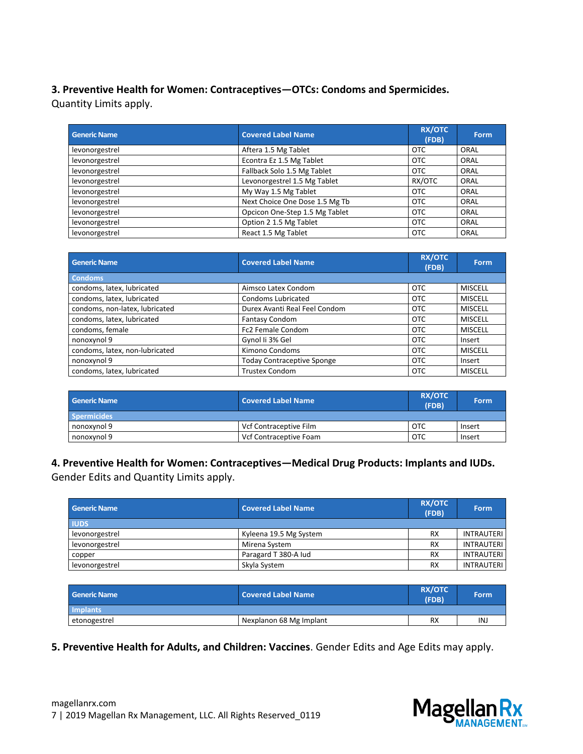### 3. Preventive Health for Women: Contraceptives—OTCs: Condoms and Spermicides.

Quantity Limits apply.

| Generic Name | Covered Label Name | RX/OTC (FDB) | Form |
|---|---|---|---|
| levonorgestrel | Aftera 1.5 Mg Tablet | OTC | ORAL |
| levonorgestrel | Econtra Ez 1.5 Mg Tablet | OTC | ORAL |
| levonorgestrel | Fallback Solo 1.5 Mg Tablet | OTC | ORAL |
| levonorgestrel | Levonorgestrel 1.5 Mg Tablet | RX/OTC | ORAL |
| levonorgestrel | My Way 1.5 Mg Tablet | OTC | ORAL |
| levonorgestrel | Next Choice One Dose 1.5 Mg Tb | OTC | ORAL |
| levonorgestrel | Opcicon One-Step 1.5 Mg Tablet | OTC | ORAL |
| levonorgestrel | Option 2 1.5 Mg Tablet | OTC | ORAL |
| levonorgestrel | React 1.5 Mg Tablet | OTC | ORAL |

| Generic Name | Covered Label Name | RX/OTC (FDB) | Form |
|---|---|---|---|
| **Condoms** | | | |
| condoms, latex, lubricated | Aimsco Latex Condom | OTC | MISCELL |
| condoms, latex, lubricated | Condoms Lubricated | OTC | MISCELL |
| condoms, non-latex, lubricated | Durex Avanti Real Feel Condom | OTC | MISCELL |
| condoms, latex, lubricated | Fantasy Condom | OTC | MISCELL |
| condoms, female | Fc2 Female Condom | OTC | MISCELL |
| nonoxynol 9 | Gynol Ii 3% Gel | OTC | Insert |
| condoms, latex, non-lubricated | Kimono Condoms | OTC | MISCELL |
| nonoxynol 9 | Today Contraceptive Sponge | OTC | Insert |
| condoms, latex, lubricated | Trustex Condom | OTC | MISCELL |

| Generic Name | Covered Label Name | RX/OTC (FDB) | Form |
|---|---|---|---|
| **Spermicides** | | | |
| nonoxynol 9 | Vcf Contraceptive Film | OTC | Insert |
| nonoxynol 9 | Vcf Contraceptive Foam | OTC | Insert |

### 4. Preventive Health for Women: Contraceptives—Medical Drug Products: Implants and IUDs.

Gender Edits and Quantity Limits apply.

| Generic Name | Covered Label Name | RX/OTC (FDB) | Form |
|---|---|---|---|
| **IUDS** | | | |
| levonorgestrel | Kyleena 19.5 Mg System | RX | INTRAUTERI |
| levonorgestrel | Mirena System | RX | INTRAUTERI |
| copper | Paragard T 380-A Iud | RX | INTRAUTERI |
| levonorgestrel | Skyla System | RX | INTRAUTERI |

| Generic Name | Covered Label Name | RX/OTC (FDB) | Form |
|---|---|---|---|
| **Implants** | | | |
| etonogestrel | Nexplanon 68 Mg Implant | RX | INJ |

**5. Preventive Health for Adults, and Children: Vaccines**. Gender Edits and Age Edits may apply.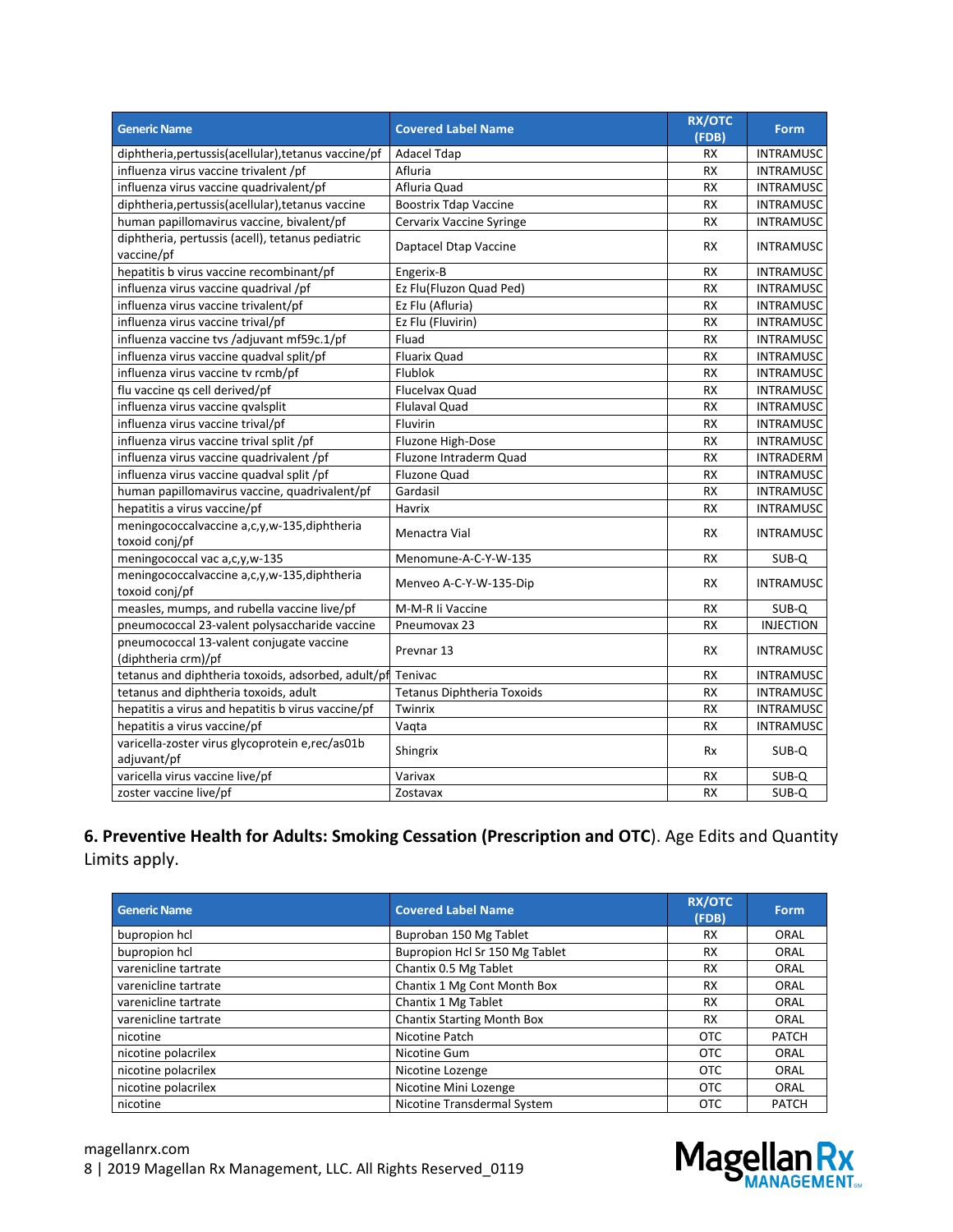| Generic Name | Covered Label Name | RX/OTC (FDB) | Form |
|---|---|---|---|
| diphtheria,pertussis(acellular),tetanus vaccine/pf | Adacel Tdap | RX | INTRAMUSC |
| influenza virus vaccine trivalent /pf | Afluria | RX | INTRAMUSC |
| influenza virus vaccine quadrivalent/pf | Afluria Quad | RX | INTRAMUSC |
| diphtheria,pertussis(acellular),tetanus vaccine | Boostrix Tdap Vaccine | RX | INTRAMUSC |
| human papillomavirus vaccine, bivalent/pf | Cervarix Vaccine Syringe | RX | INTRAMUSC |
| diphtheria, pertussis (acell), tetanus pediatric vaccine/pf | Daptacel Dtap Vaccine | RX | INTRAMUSC |
| hepatitis b virus vaccine recombinant/pf | Engerix-B | RX | INTRAMUSC |
| influenza virus vaccine quadrival /pf | Ez Flu(Fluzon Quad Ped) | RX | INTRAMUSC |
| influenza virus vaccine trivalent/pf | Ez Flu (Afluria) | RX | INTRAMUSC |
| influenza virus vaccine trival/pf | Ez Flu (Fluvirin) | RX | INTRAMUSC |
| influenza vaccine tvs /adjuvant mf59c.1/pf | Fluad | RX | INTRAMUSC |
| influenza virus vaccine quadval split/pf | Fluarix Quad | RX | INTRAMUSC |
| influenza virus vaccine tv rcmb/pf | Flublok | RX | INTRAMUSC |
| flu vaccine qs cell derived/pf | Flucelvax Quad | RX | INTRAMUSC |
| influenza virus vaccine qvalsplit | Flulaval Quad | RX | INTRAMUSC |
| influenza virus vaccine trival/pf | Fluvirin | RX | INTRAMUSC |
| influenza virus vaccine trival split /pf | Fluzone High-Dose | RX | INTRAMUSC |
| influenza virus vaccine quadrivalent /pf | Fluzone Intraderm Quad | RX | INTRADERM |
| influenza virus vaccine quadval split /pf | Fluzone Quad | RX | INTRAMUSC |
| human papillomavirus vaccine, quadrivalent/pf | Gardasil | RX | INTRAMUSC |
| hepatitis a virus vaccine/pf | Havrix | RX | INTRAMUSC |
| meningococcalvaccine a,c,y,w-135,diphtheria toxoid conj/pf | Menactra Vial | RX | INTRAMUSC |
| meningococcal vac a,c,y,w-135 | Menomune-A-C-Y-W-135 | RX | SUB-Q |
| meningococcalvaccine a,c,y,w-135,diphtheria toxoid conj/pf | Menveo A-C-Y-W-135-Dip | RX | INTRAMUSC |
| measles, mumps, and rubella vaccine live/pf | M-M-R Ii Vaccine | RX | SUB-Q |
| pneumococcal 23-valent polysaccharide vaccine | Pneumovax 23 | RX | INJECTION |
| pneumococcal 13-valent conjugate vaccine (diphtheria crm)/pf | Prevnar 13 | RX | INTRAMUSC |
| tetanus and diphtheria toxoids, adsorbed, adult/pf | Tenivac | RX | INTRAMUSC |
| tetanus and diphtheria toxoids, adult | Tetanus Diphtheria Toxoids | RX | INTRAMUSC |
| hepatitis a virus and hepatitis b virus vaccine/pf | Twinrix | RX | INTRAMUSC |
| hepatitis a virus vaccine/pf | Vaqta | RX | INTRAMUSC |
| varicella-zoster virus glycoprotein e,rec/as01b adjuvant/pf | Shingrix | Rx | SUB-Q |
| varicella virus vaccine live/pf | Varivax | RX | SUB-Q |
| zoster vaccine live/pf | Zostavax | RX | SUB-Q |

**6. Preventive Health for Adults: Smoking Cessation (Prescription and OTC**). Age Edits and Quantity Limits apply.

| Generic Name | Covered Label Name | RX/OTC (FDB) | Form |
|---|---|---|---|
| bupropion hcl | Buproban 150 Mg Tablet | RX | ORAL |
| bupropion hcl | Bupropion Hcl Sr 150 Mg Tablet | RX | ORAL |
| varenicline tartrate | Chantix 0.5 Mg Tablet | RX | ORAL |
| varenicline tartrate | Chantix 1 Mg Cont Month Box | RX | ORAL |
| varenicline tartrate | Chantix 1 Mg Tablet | RX | ORAL |
| varenicline tartrate | Chantix Starting Month Box | RX | ORAL |
| nicotine | Nicotine Patch | OTC | PATCH |
| nicotine polacrilex | Nicotine Gum | OTC | ORAL |
| nicotine polacrilex | Nicotine Lozenge | OTC | ORAL |
| nicotine polacrilex | Nicotine Mini Lozenge | OTC | ORAL |
| nicotine | Nicotine Transdermal System | OTC | PATCH |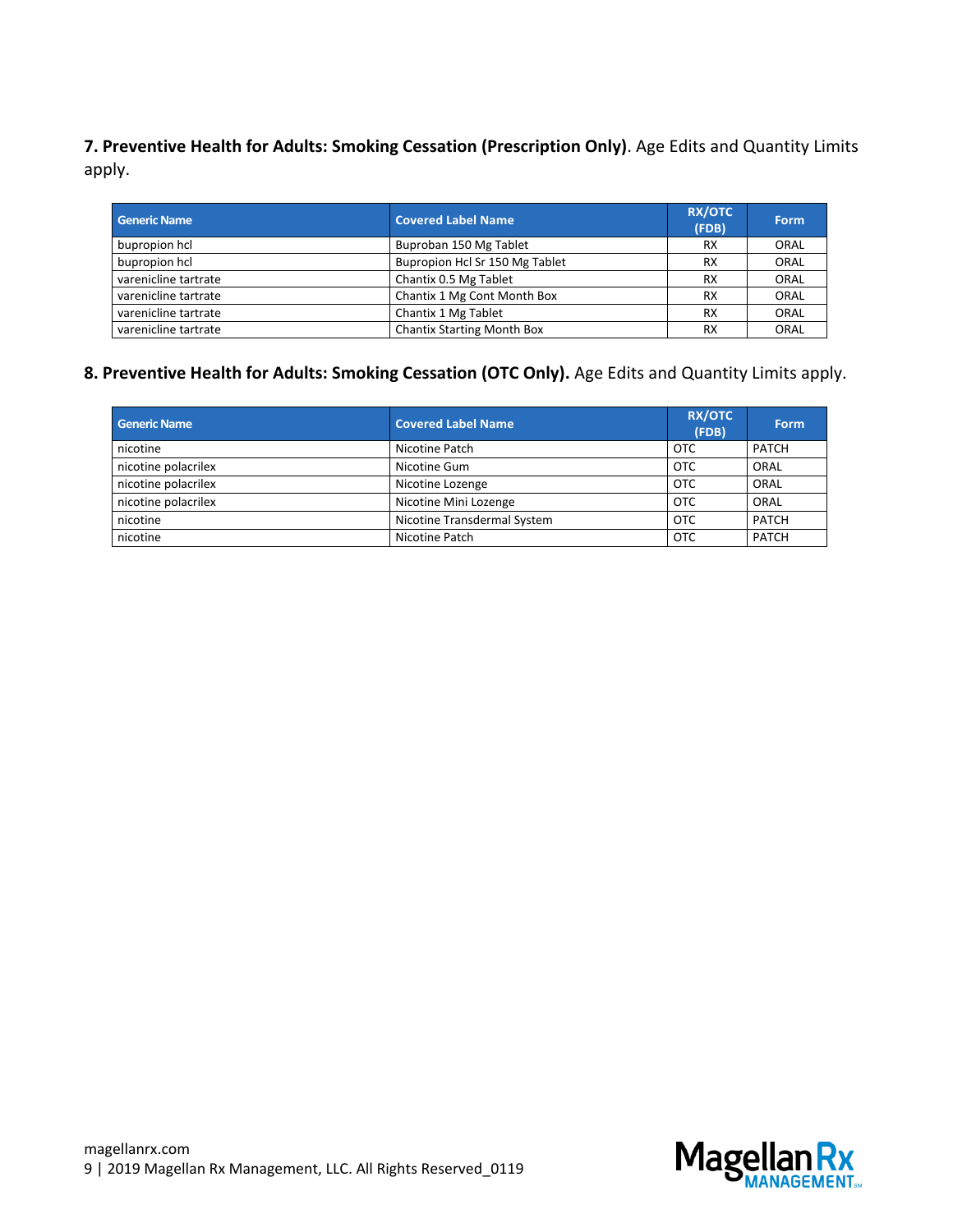**7. Preventive Health for Adults: Smoking Cessation (Prescription Only)**. Age Edits and Quantity Limits apply.

| Generic Name | Covered Label Name | RX/OTC (FDB) | Form |
|---|---|---|---|
| bupropion hcl | Buproban 150 Mg Tablet | RX | ORAL |
| bupropion hcl | Bupropion Hcl Sr 150 Mg Tablet | RX | ORAL |
| varenicline tartrate | Chantix 0.5 Mg Tablet | RX | ORAL |
| varenicline tartrate | Chantix 1 Mg Cont Month Box | RX | ORAL |
| varenicline tartrate | Chantix 1 Mg Tablet | RX | ORAL |
| varenicline tartrate | Chantix Starting Month Box | RX | ORAL |

**8. Preventive Health for Adults: Smoking Cessation (OTC Only).** Age Edits and Quantity Limits apply.

| Generic Name | Covered Label Name | RX/OTC (FDB) | Form |
|---|---|---|---|
| nicotine | Nicotine Patch | OTC | PATCH |
| nicotine polacrilex | Nicotine Gum | OTC | ORAL |
| nicotine polacrilex | Nicotine Lozenge | OTC | ORAL |
| nicotine polacrilex | Nicotine Mini Lozenge | OTC | ORAL |
| nicotine | Nicotine Transdermal System | OTC | PATCH |
| nicotine | Nicotine Patch | OTC | PATCH |